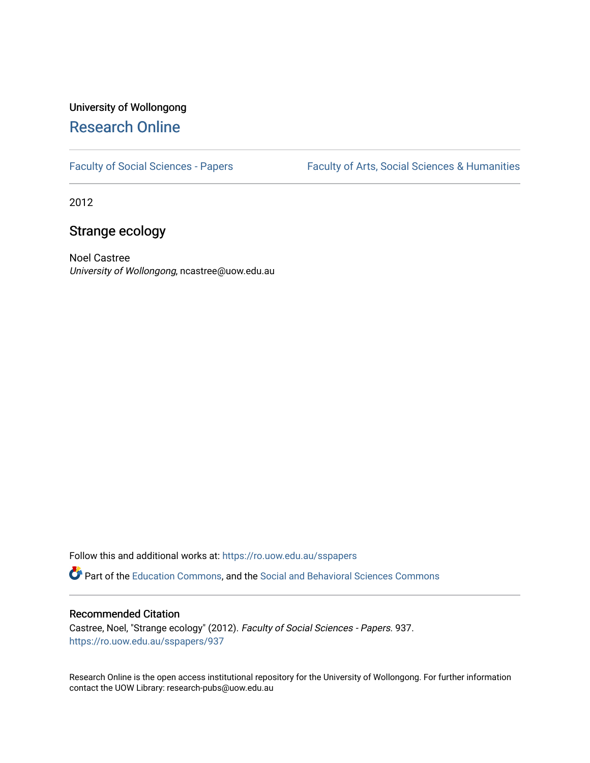University of Wollongong

# Research Online

Faculty of Social Sciences - Papers | Faculty of Arts, Social Sciences & Humanities

2012

## Strange ecology

Noel Castree
*University of Wollongong*, ncastree@uow.edu.au

Follow this and additional works at: https://ro.uow.edu.au/sspapers

Part of the Education Commons, and the Social and Behavioral Sciences Commons

### Recommended Citation

Castree, Noel, "Strange ecology" (2012). *Faculty of Social Sciences - Papers*. 937.
https://ro.uow.edu.au/sspapers/937

Research Online is the open access institutional repository for the University of Wollongong. For further information contact the UOW Library: research-pubs@uow.edu.au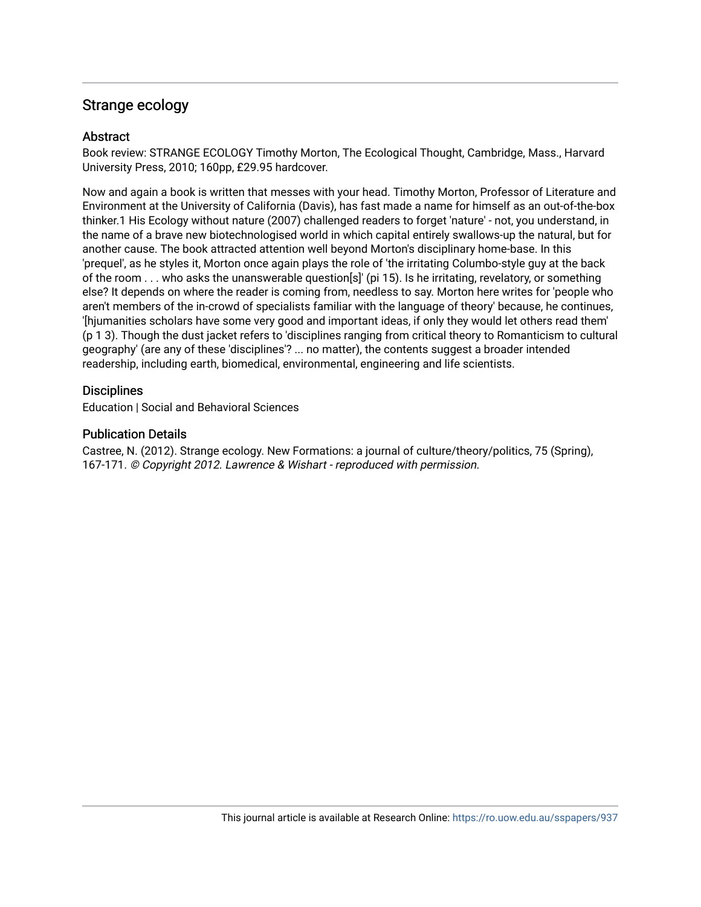## Strange ecology

### Abstract

Book review: STRANGE ECOLOGY Timothy Morton, The Ecological Thought, Cambridge, Mass., Harvard University Press, 2010; 160pp, £29.95 hardcover.

Now and again a book is written that messes with your head. Timothy Morton, Professor of Literature and Environment at the University of California (Davis), has fast made a name for himself as an out-of-the-box thinker.1 His Ecology without nature (2007) challenged readers to forget 'nature' - not, you understand, in the name of a brave new biotechnologised world in which capital entirely swallows-up the natural, but for another cause. The book attracted attention well beyond Morton's disciplinary home-base. In this 'prequel', as he styles it, Morton once again plays the role of 'the irritating Columbo-style guy at the back of the room . . . who asks the unanswerable question[s]' (pi 15). Is he irritating, revelatory, or something else? It depends on where the reader is coming from, needless to say. Morton here writes for 'people who aren't members of the in-crowd of specialists familiar with the language of theory' because, he continues, '[hjumanities scholars have some very good and important ideas, if only they would let others read them' (p 1 3). Though the dust jacket refers to 'disciplines ranging from critical theory to Romanticism to cultural geography' (are any of these 'disciplines'? ... no matter), the contents suggest a broader intended readership, including earth, biomedical, environmental, engineering and life scientists.

### Disciplines

Education | Social and Behavioral Sciences

### Publication Details

Castree, N. (2012). Strange ecology. New Formations: a journal of culture/theory/politics, 75 (Spring), 167-171. *© Copyright 2012. Lawrence & Wishart - reproduced with permission.*

This journal article is available at Research Online: https://ro.uow.edu.au/sspapers/937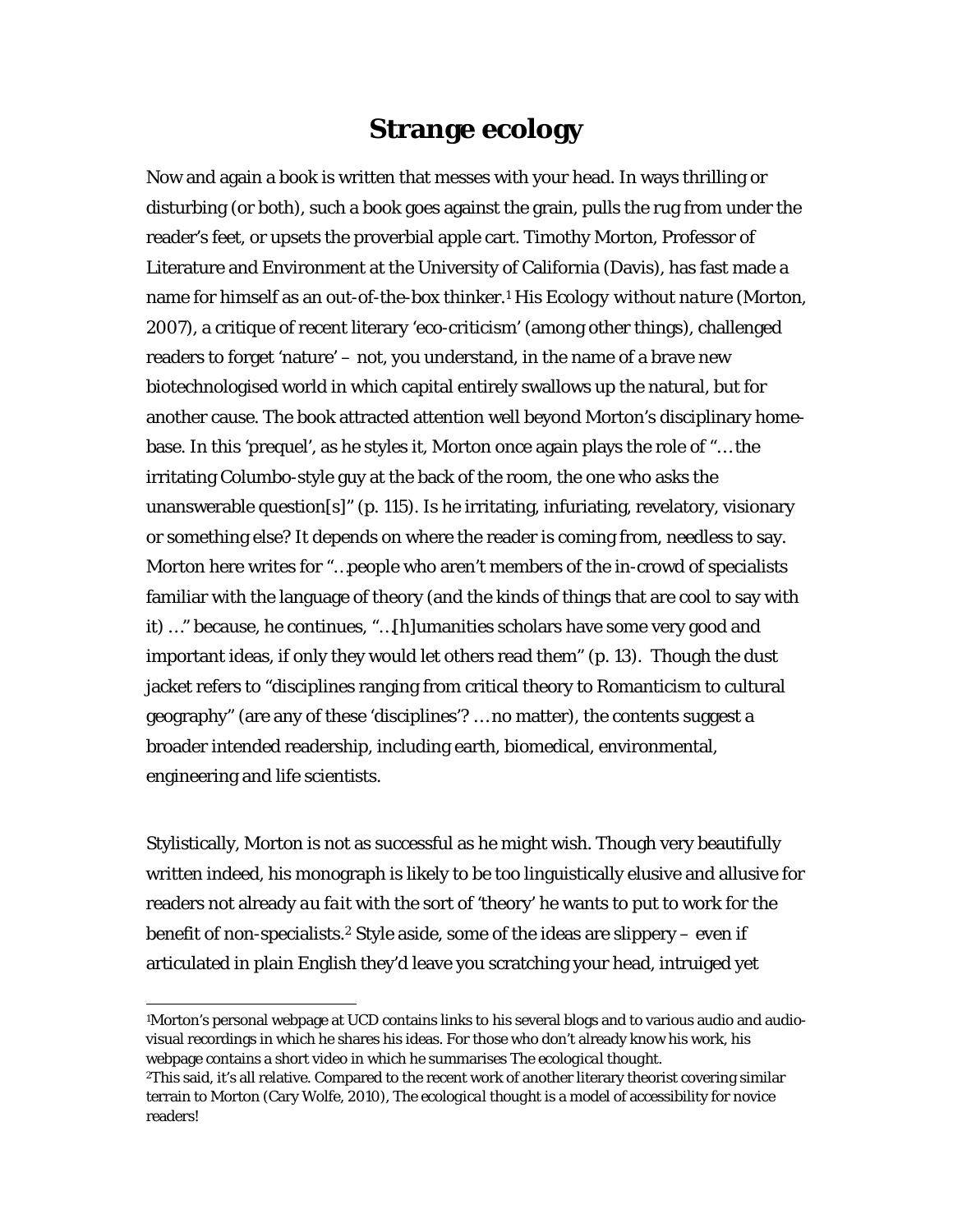# Strange ecology

Now and again a book is written that messes with your head. In ways thrilling or disturbing (or both), such a book goes against the grain, pulls the rug from under the reader's feet, or upsets the proverbial apple cart. Timothy Morton, Professor of Literature and Environment at the University of California (Davis), has fast made a name for himself as an out-of-the-box thinker.[1] His *Ecology without nature* (Morton, 2007), a critique of recent literary 'eco-criticism' (among other things), challenged readers to forget 'nature' – not, you understand, in the name of a brave new biotechnologised world in which capital entirely swallows up the natural, but for another cause. The book attracted attention well beyond Morton's disciplinary home-base. In this 'prequel', as he styles it, Morton once again plays the role of "… the irritating Columbo-style guy at the back of the room, the one who asks the unanswerable question[s]" (p. 115). Is he irritating, infuriating, revelatory, visionary or something else? It depends on where the reader is coming from, needless to say. Morton here writes for "…people who aren't members of the in-crowd of specialists familiar with the language of theory (and the kinds of things that are cool to say with it) …" because, he continues, "…[h]umanities scholars have some very good and important ideas, if only they would let others read them" (p. 13). Though the dust jacket refers to "disciplines ranging from critical theory to Romanticism to cultural geography" (are any of these 'disciplines'? … no matter), the contents suggest a broader intended readership, including earth, biomedical, environmental, engineering and life scientists.

Stylistically, Morton is not as successful as he might wish. Though very beautifully written indeed, his monograph is likely to be too linguistically elusive and allusive for readers not already *au fait* with the sort of 'theory' he wants to put to work for the benefit of non-specialists.[2] Style aside, some of the ideas are slippery – even if articulated in plain English they'd leave you scratching your head, intruiged yet

---

[1]Morton's personal webpage at UCD contains links to his several blogs and to various audio and audio-visual recordings in which he shares his ideas. For those who don't already know his work, his webpage contains a short video in which he summarises *The ecological thought*.

[2]This said, it's all relative. Compared to the recent work of another literary theorist covering similar terrain to Morton (Cary Wolfe, 2010), *The ecological thought* is a model of accessibility for novice readers!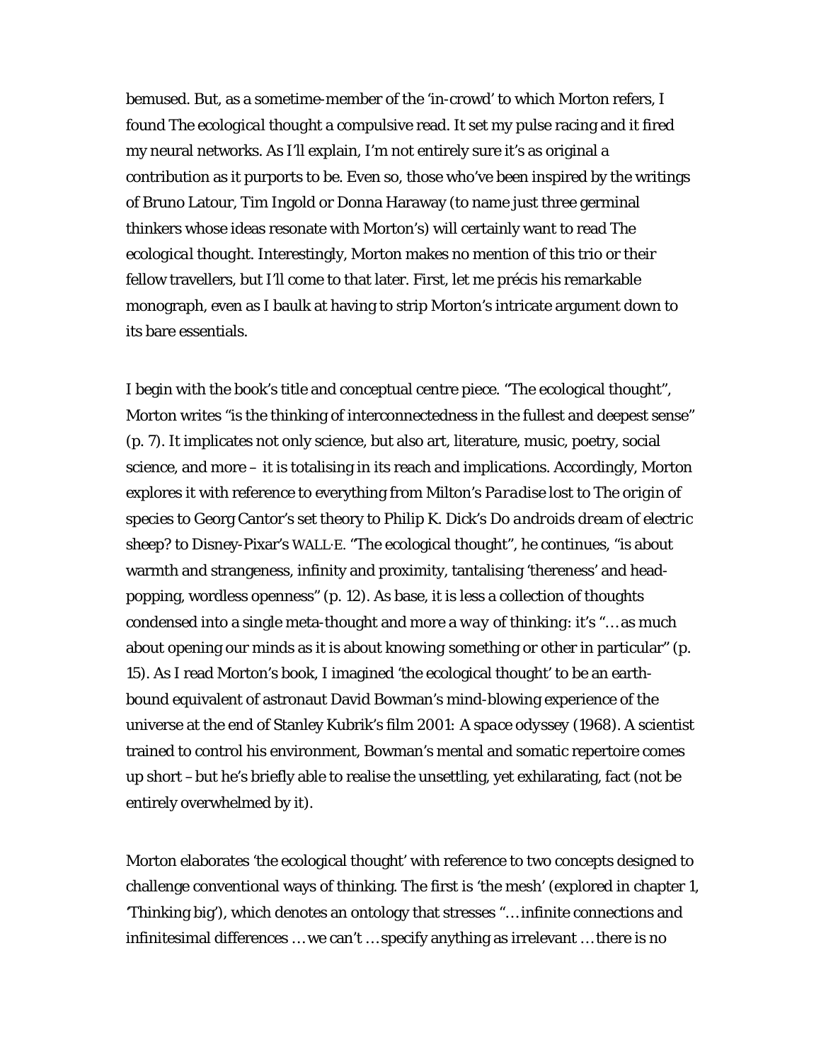bemused. But, as a sometime-member of the 'in-crowd' to which Morton refers, I found The *ecological* thought a compulsive read. It set my pulse racing and it fired my neural networks. As I'll explain, I'm not entirely sure it's as original a contribution as it purports to be. Even so, those who've been inspired by the writings of Bruno Latour, Tim Ingold or Donna Haraway (to name just three germinal thinkers whose ideas resonate with Morton's) will certainly want to read The *ecological* thought. Interestingly, Morton makes no mention of this trio or their fellow travellers, but I'll come to that later. First, let me précis his remarkable monograph, even as I baulk at having to strip Morton's intricate argument down to its bare essentials.

I begin with the book's title and conceptual centre piece. "The ecological thought", Morton writes "is the thinking of interconnectedness in the fullest and deepest sense" (p. 7). It implicates not only science, but also art, literature, music, poetry, social science, and more – it is totalising in its reach and implications. Accordingly, Morton explores it with reference to everything from Milton's *Paradise lost* to *The origin of species* to Georg Cantor's set theory to Philip K. Dick's *Do androids dream of electric sheep?* to Disney-Pixar's WALL·E. "The ecological thought", he continues, "is about warmth and strangeness, infinity and proximity, tantalising 'thereness' and head-popping, wordless openness" (p. 12). As base, it is less a collection of thoughts condensed into a single meta-thought and more a *way of thinking*: it's "… as much about opening our minds as it is about knowing something or other in particular" (p. 15). As I read Morton's book, I imagined 'the ecological thought' to be an earth-bound equivalent of astronaut David Bowman's mind-blowing experience of the universe at the end of Stanley Kubrik's film *2001: A space odyssey* (1968). A scientist trained to control his environment, Bowman's mental and somatic repertoire comes up short – but he's briefly able to realise the unsettling, yet exhilarating, fact (not be entirely overwhelmed by it).

Morton elaborates 'the ecological thought' with reference to two concepts designed to challenge conventional ways of thinking. The first is 'the mesh' (explored in chapter 1, 'Thinking big'), which denotes an ontology that stresses "… infinite connections and infinitesimal differences … we can't … specify anything as irrelevant … there is no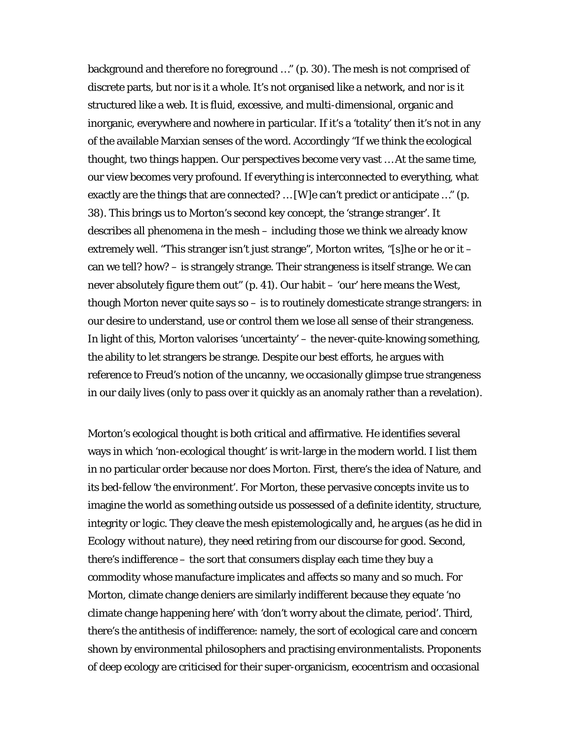background and therefore no foreground …" (p. 30). The mesh is not comprised of discrete parts, but nor is it a whole. It's not organised like a network, and nor is it structured like a web. It is fluid, excessive, and multi-dimensional, organic and inorganic, everywhere and nowhere in particular. If it's a 'totality' then it's not in any of the available Marxian senses of the word. Accordingly "If we think the ecological thought, two things happen. Our perspectives become very vast … At the same time, our view becomes very profound. If everything is interconnected to everything, what exactly are the things that are connected? … [W]e can't predict or anticipate …" (p. 38). This brings us to Morton's second key concept, the 'strange stranger'. It describes all phenomena in the mesh – including those we think we already know extremely well. "This stranger isn't just strange", Morton writes, "[s]he or he or it – can we tell? how? – is strangely strange. Their strangeness is itself strange. We can never absolutely figure them out" (p. 41). Our habit – 'our' here means the West, though Morton never quite says so – is to routinely domesticate strange strangers: in our desire to understand, use or control them we lose all sense of their strangeness. In light of this, Morton valorises 'uncertainty' – the never-quite-knowing something, the ability to let strangers be strange. Despite our best efforts, he argues with reference to Freud's notion of the uncanny, we occasionally glimpse true strangeness in our daily lives (only to pass over it quickly as an anomaly rather than a revelation).

Morton's ecological thought is both critical and affirmative. He identifies several ways in which 'non-ecological thought' is writ-large in the modern world. I list them in no particular order because nor does Morton. First, there's the idea of Nature, and its bed-fellow 'the environment'. For Morton, these pervasive concepts invite us to imagine the world as something outside us possessed of a definite identity, structure, integrity or logic. They cleave the mesh epistemologically and, he argues (as he did in *Ecology without nature*), they need retiring from our discourse for good. Second, there's indifference – the sort that consumers display each time they buy a commodity whose manufacture implicates and affects so many and so much. For Morton, climate change deniers are similarly indifferent because they equate 'no climate change happening here' with 'don't worry about the climate, period'. Third, there's the antithesis of indifference: namely, the sort of ecological care and concern shown by environmental philosophers and practising environmentalists. Proponents of deep ecology are criticised for their super-organicism, ecocentrism and occasional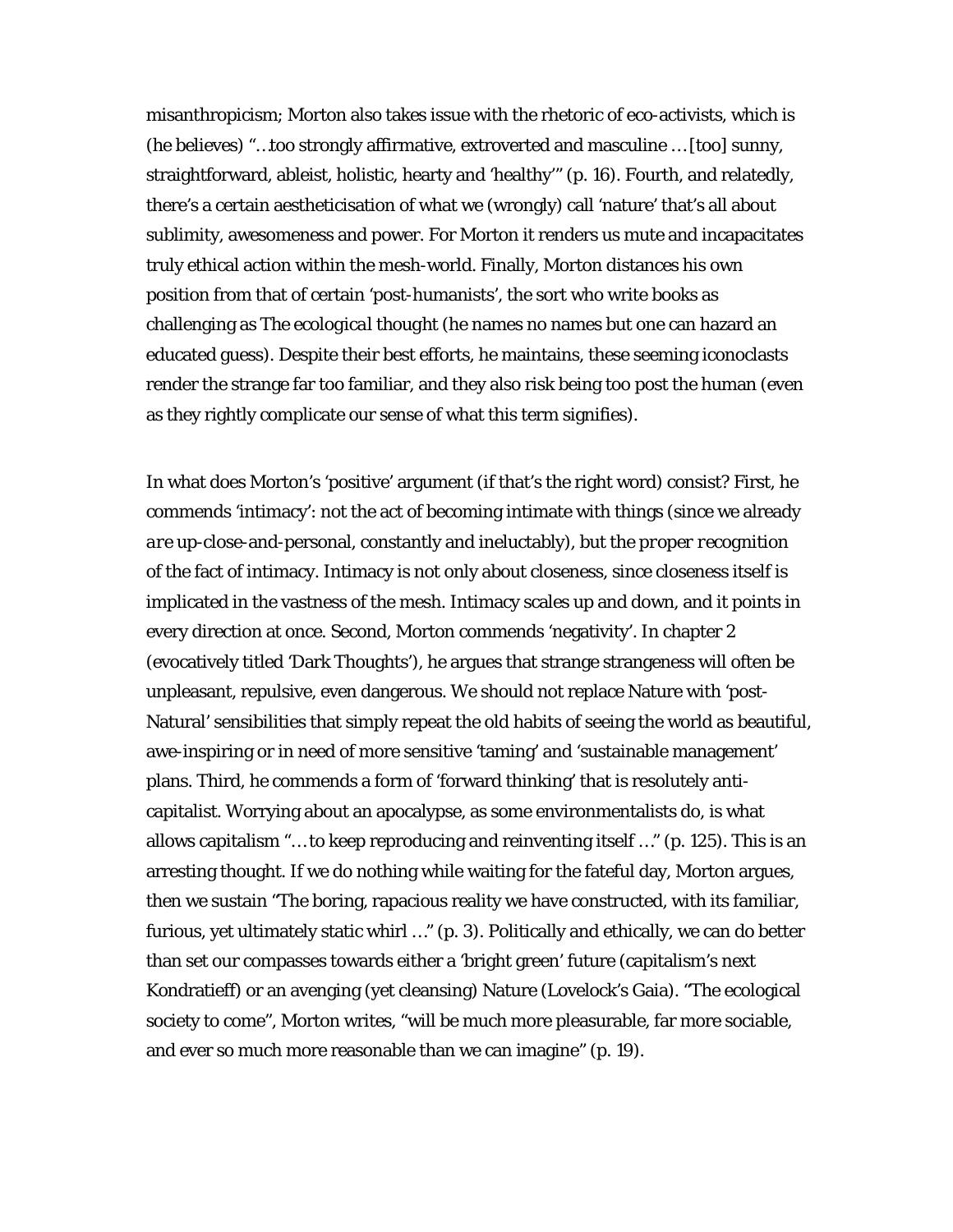misanthropicism; Morton also takes issue with the rhetoric of eco-activists, which is (he believes) "…too strongly affirmative, extroverted and masculine … [too] sunny, straightforward, ableist, holistic, hearty and 'healthy'" (p. 16). Fourth, and relatedly, there's a certain aestheticisation of what we (wrongly) call 'nature' that's all about sublimity, awesomeness and power. For Morton it renders us mute and incapacitates truly ethical action within the mesh-world. Finally, Morton distances his own position from that of certain 'post-humanists', the sort who write books as challenging as *The ecological thought* (he names no names but one can hazard an educated guess). Despite their best efforts, he maintains, these seeming iconoclasts render the strange far too familiar, and they also risk being too post the human (even as they rightly complicate our sense of what this term signifies).

In what does Morton's 'positive' argument (if that's the right word) consist? First, he commends 'intimacy': not the act of becoming intimate with things (since we already *are* up-close-and-personal, constantly and ineluctably), but the *proper recognition* of the fact of intimacy. Intimacy is not only about closeness, since closeness itself is implicated in the vastness of the mesh. Intimacy scales up and down, and it points in every direction at once. Second, Morton commends 'negativity'. In chapter 2 (evocatively titled 'Dark Thoughts'), he argues that strange strangeness will often be unpleasant, repulsive, even dangerous. We should not replace Nature with 'post-Natural' sensibilities that simply repeat the old habits of seeing the world as beautiful, awe-inspiring or in need of more sensitive 'taming' and 'sustainable management' plans. Third, he commends a form of 'forward thinking' that is resolutely anti-capitalist. Worrying about an apocalypse, as some environmentalists do, is what allows capitalism "… to keep reproducing and reinventing itself …" (p. 125). This is an arresting thought. If we do nothing while waiting for the fateful day, Morton argues, then we sustain "The boring, rapacious reality we have constructed, with its familiar, furious, yet ultimately static whirl …" (p. 3). Politically and ethically, we can do better than set our compasses towards either a 'bright green' future (capitalism's next Kondratieff) or an avenging (yet cleansing) Nature (Lovelock's Gaia). "The ecological society to come", Morton writes, "will be much more pleasurable, far more sociable, and ever so much more reasonable than we can imagine" (p. 19).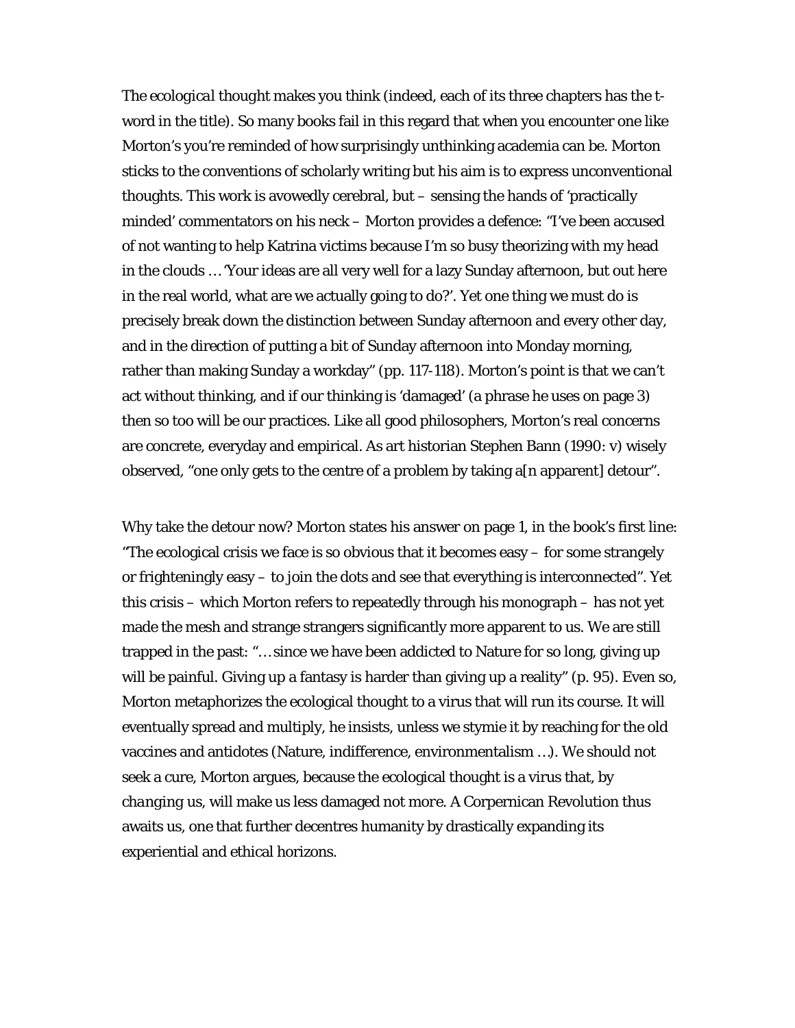*The ecological thought* makes you think (indeed, each of its three chapters has the t-word in the title). So many books fail in this regard that when you encounter one like Morton's you're reminded of how surprisingly unthinking academia can be. Morton sticks to the conventions of scholarly writing but his aim is to express unconventional thoughts. This work is avowedly cerebral, but – sensing the hands of 'practically minded' commentators on his neck – Morton provides a defence: "I've been accused of not wanting to help Katrina victims because I'm so busy theorizing with my head in the clouds … 'Your ideas are all very well for a lazy Sunday afternoon, but out here in the real world, what are we actually going to do?'. Yet one thing we must do is precisely break down the distinction between Sunday afternoon and every other day, and in the direction of putting a bit of Sunday afternoon into Monday morning, rather than making Sunday a workday" (pp. 117-118). Morton's point is that we can't act without thinking, and if our thinking is 'damaged' (a phrase he uses on page 3) then so too will be our practices. Like all good philosophers, Morton's real concerns are concrete, everyday and empirical. As art historian Stephen Bann (1990: v) wisely observed, "one only gets to the centre of a problem by taking a[n apparent] detour".

Why take the detour now? Morton states his answer on page 1, in the book's first line: "The ecological crisis we face is so obvious that it becomes easy – for some strangely or frighteningly easy – to join the dots and see that everything is interconnected". Yet this crisis – which Morton refers to repeatedly through his monograph – has not yet made the mesh and strange strangers significantly more apparent to us. We are still trapped in the past: "… since we have been addicted to Nature for so long, giving up will be painful. Giving up a fantasy is harder than giving up a reality" (p. 95). Even so, Morton metaphorizes the ecological thought to a virus that will run its course. It will eventually spread and multiply, he insists, unless we stymie it by reaching for the old vaccines and antidotes (Nature, indifference, environmentalism …). We should not seek a cure, Morton argues, because the ecological thought is a virus that, by *changing us*, will make us *less* damaged not *more*. A Corpernican Revolution thus awaits us, one that further decentres humanity by drastically expanding its experiential and ethical horizons.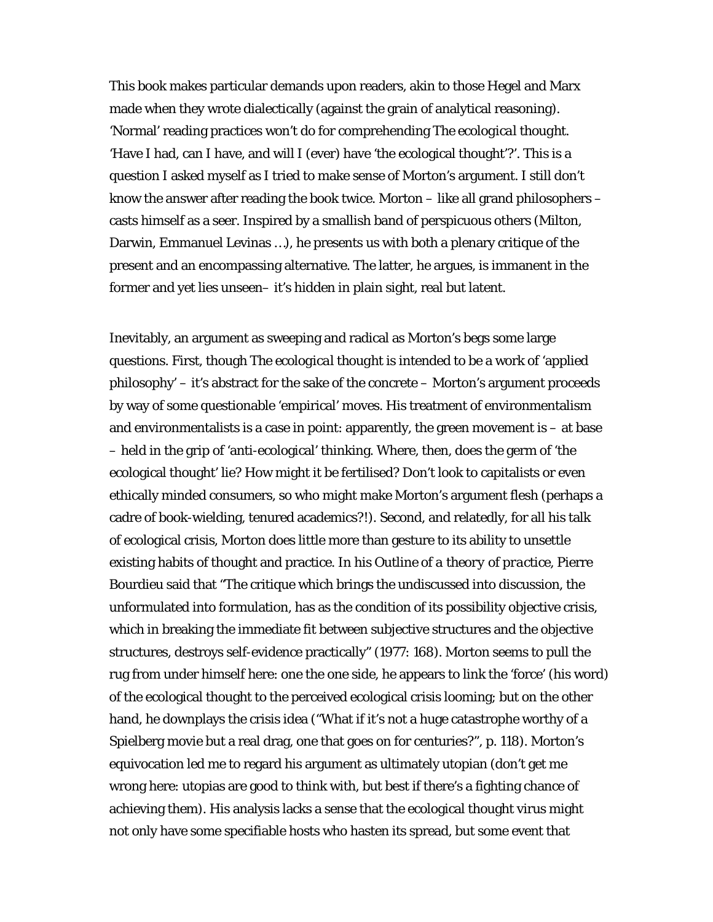This book makes particular demands upon readers, akin to those Hegel and Marx made when they wrote dialectically (against the grain of analytical reasoning). 'Normal' reading practices won't do for comprehending *The ecological thought*. 'Have I had, can I have, and will I (ever) have 'the ecological thought'?'. This is a question I asked myself as I tried to make sense of Morton's argument. I still don't know the answer after reading the book twice. Morton – like all grand philosophers – casts himself as a seer. Inspired by a smallish band of perspicuous others (Milton, Darwin, Emmanuel Levinas …), he presents us with both a plenary critique of the present and an encompassing alternative. The latter, he argues, is immanent in the former and yet lies unseen– it's hidden in plain sight, real but latent.

Inevitably, an argument as sweeping and radical as Morton's begs some large questions. First, though *The ecological thought* is intended to be a work of 'applied philosophy' – it's abstract for the sake of the concrete – Morton's argument proceeds by way of some questionable 'empirical' moves. His treatment of environmentalism and environmentalists is a case in point: apparently, the green movement is – at base – held in the grip of 'anti-ecological' thinking. Where, then, does the germ of 'the ecological thought' lie? How might it be fertilised? Don't look to capitalists or even ethically minded consumers, so who might make Morton's argument flesh (perhaps a cadre of book-wielding, tenured academics?!). Second, and relatedly, for all his talk of ecological crisis, Morton does little more than gesture to its ability to unsettle existing habits of thought and practice. In his *Outline of a theory of practice*, Pierre Bourdieu said that "The critique which brings the undiscussed into discussion, the unformulated into formulation, has as the condition of its possibility objective crisis, which in breaking the immediate fit between subjective structures and the objective structures, destroys self-evidence practically" (1977: 168). Morton seems to pull the rug from under himself here: one the one side, he appears to link the 'force' (his word) of the ecological thought to the perceived ecological crisis looming; but on the other hand, he downplays the crisis idea ("What if it's not a huge catastrophe worthy of a Spielberg movie but a real drag, one that goes on for centuries?", p. 118). Morton's equivocation led me to regard his argument as ultimately utopian (don't get me wrong here: utopias are good to think with, but best if there's a fighting chance of achieving them). His analysis lacks a sense that the ecological thought virus might not only have some specifiable hosts who hasten its spread, but some event that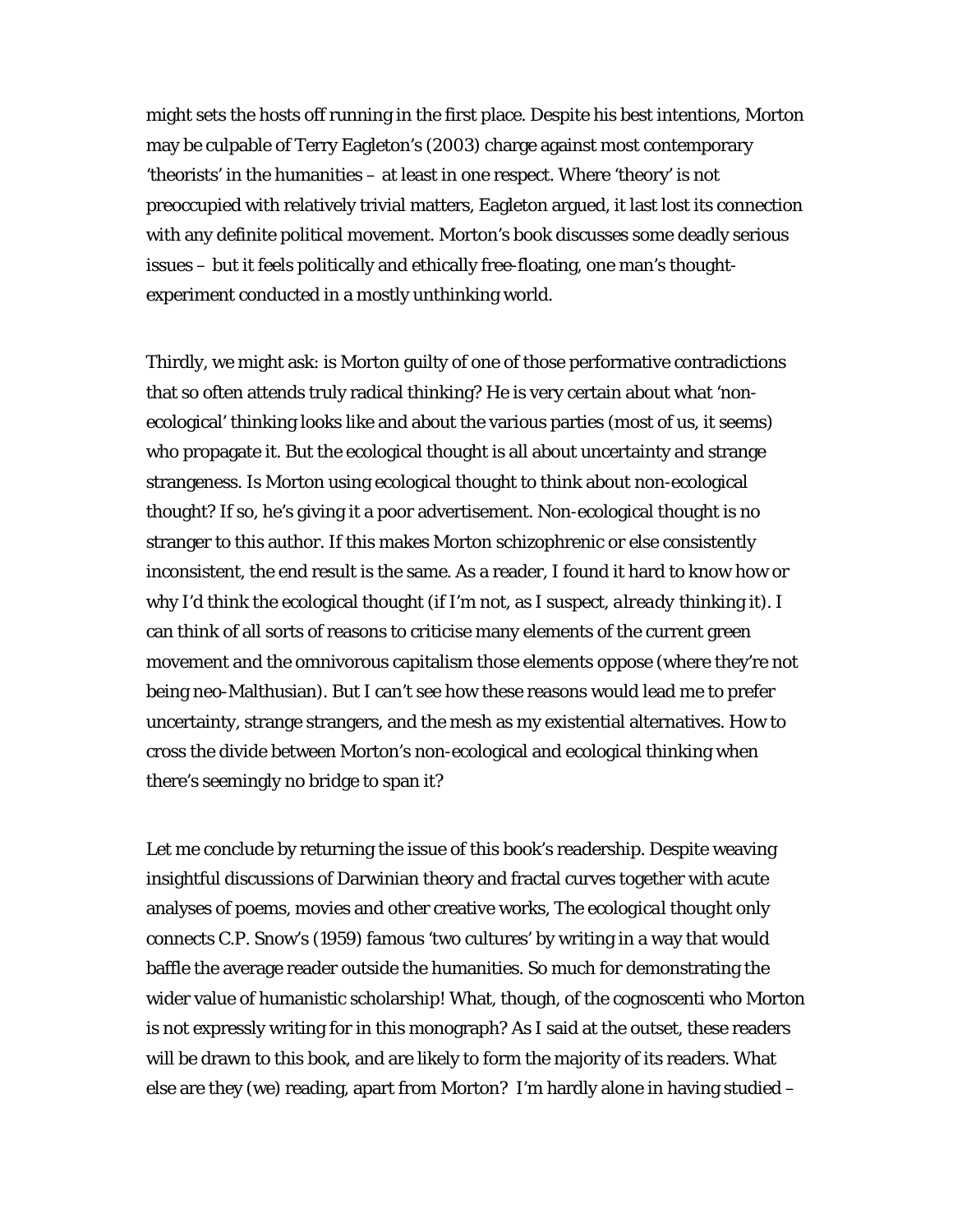might sets the hosts off running in the first place. Despite his best intentions, Morton may be culpable of Terry Eagleton's (2003) charge against most contemporary 'theorists' in the humanities – at least in one respect. Where 'theory' is not preoccupied with relatively trivial matters, Eagleton argued, it last lost its connection with any definite political movement. Morton's book discusses some deadly serious issues – but it feels politically and ethically free-floating, one man's thought-experiment conducted in a mostly unthinking world.

Thirdly, we might ask: is Morton guilty of one of those performative contradictions that so often attends truly radical thinking? He is very certain about what 'non-ecological' thinking looks like and about the various parties (most of us, it seems) who propagate it. But the ecological thought is all about uncertainty and strange strangeness. Is Morton using ecological thought to think about non-ecological thought? If so, he's giving it a poor advertisement. Non-ecological thought is no stranger to this author. If this makes Morton schizophrenic or else consistently inconsistent, the end result is the same. As a reader, I found it hard to know how or why I'd think the ecological thought (if I'm not, as I suspect, *already* thinking it). I can think of all sorts of reasons to criticise many elements of the current green movement and the omnivorous capitalism those elements oppose (where they're not being neo-Malthusian). But I can't see how these reasons would lead me to prefer uncertainty, strange strangers, and the mesh as my existential alternatives. How to cross the divide between Morton's non-ecological and ecological thinking when there's seemingly no bridge to span it?

Let me conclude by returning the issue of this book's readership. Despite weaving insightful discussions of Darwinian theory and fractal curves together with acute analyses of poems, movies and other creative works, *The ecological thought* only connects C.P. Snow's (1959) famous 'two cultures' by writing in a way that would baffle the average reader outside the humanities. So much for demonstrating the wider value of humanistic scholarship! What, though, of the cognoscenti who Morton is not expressly writing for in this monograph? As I said at the outset, these readers will be drawn to this book, and are likely to form the majority of its readers. What else are they (we) reading, apart from Morton? I'm hardly alone in having studied –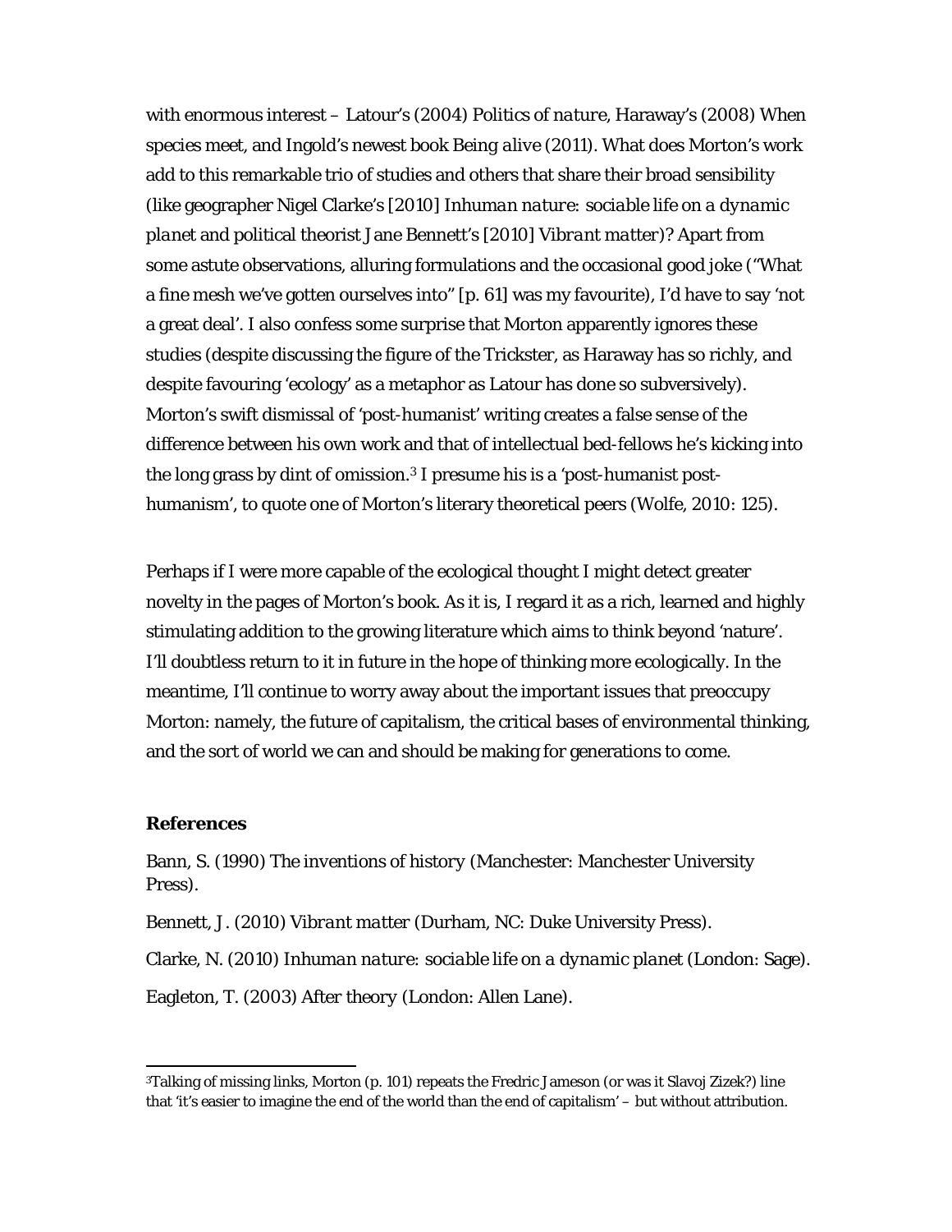with enormous interest – Latour's (2004) *Politics of nature*, Haraway's (2008) *When species meet*, and Ingold's newest book *Being alive* (2011). What does Morton's work add to this remarkable trio of studies and others that share their broad sensibility (like geographer Nigel Clarke's [2010] *Inhuman nature: sociable life on a dynamic planet* and political theorist Jane Bennett's [2010] *Vibrant matter*)? Apart from some astute observations, alluring formulations and the occasional good joke ("What a fine mesh we've gotten ourselves into" [p. 61] was my favourite), I'd have to say 'not a great deal'. I also confess some surprise that Morton apparently ignores these studies (despite discussing the figure of the Trickster, as Haraway has so richly, and despite favouring 'ecology' as a metaphor as Latour has done so subversively). Morton's swift dismissal of 'post-humanist' writing creates a false sense of the difference between his own work and that of intellectual bed-fellows he's kicking into the long grass by dint of omission.[3] I presume his is a 'post-humanist post-humanism', to quote one of Morton's literary theoretical peers (Wolfe, 2010: 125).

Perhaps if I were more capable of the ecological thought I might detect greater novelty in the pages of Morton's book. As it is, I regard it as a rich, learned and highly stimulating addition to the growing literature which aims to think beyond 'nature'. I'll doubtless return to it in future in the hope of thinking more ecologically. In the meantime, I'll continue to worry away about the important issues that preoccupy Morton: namely, the future of capitalism, the critical bases of environmental thinking, and the sort of world we can and should be making for generations to come.

**References**

Bann, S. (1990) *The inventions of history* (Manchester: Manchester University Press).

Bennett, J. (2010) *Vibrant matter* (Durham, NC: Duke University Press).

Clarke, N. (2010) *Inhuman nature: sociable life on a dynamic planet* (London: Sage).

Eagleton, T. (2003) *After theory* (London: Allen Lane).

[3]Talking of missing links, Morton (p. 101) repeats the Fredric Jameson (or was it Slavoj Zizek?) line that 'it's easier to imagine the end of the world than the end of capitalism' – but without attribution.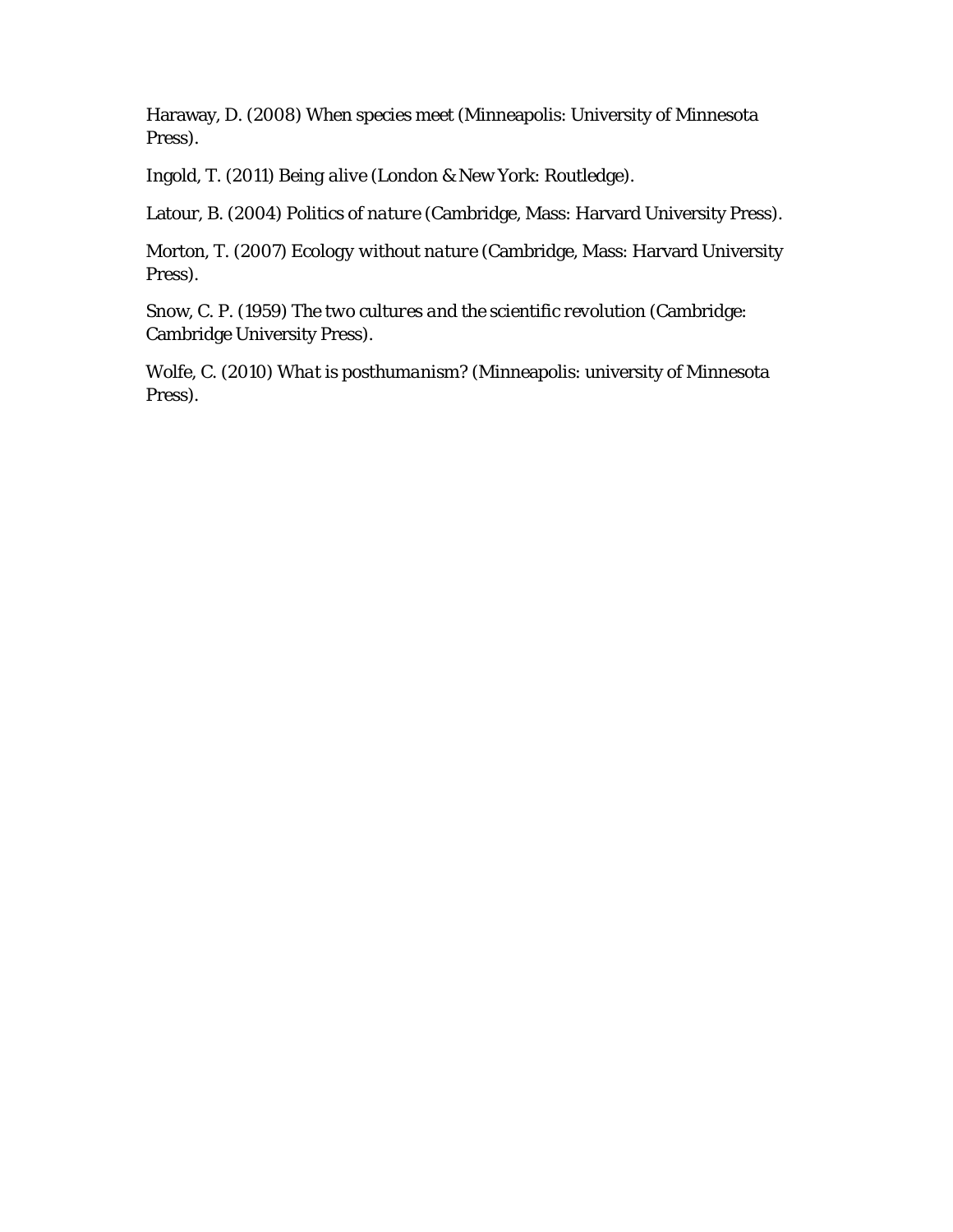Haraway, D. (2008) *When species meet* (Minneapolis: University of Minnesota Press).

Ingold, T. (2011) *Being alive* (London & New York: Routledge).

Latour, B. (2004) *Politics of nature* (Cambridge, Mass: Harvard University Press).

Morton, T. (2007) *Ecology without nature* (Cambridge, Mass: Harvard University Press).

Snow, C. P. (1959) *The two cultures and the scientific revolution* (Cambridge: Cambridge University Press).

Wolfe, C. (2010) *What is posthumanism?* (Minneapolis: university of Minnesota Press).